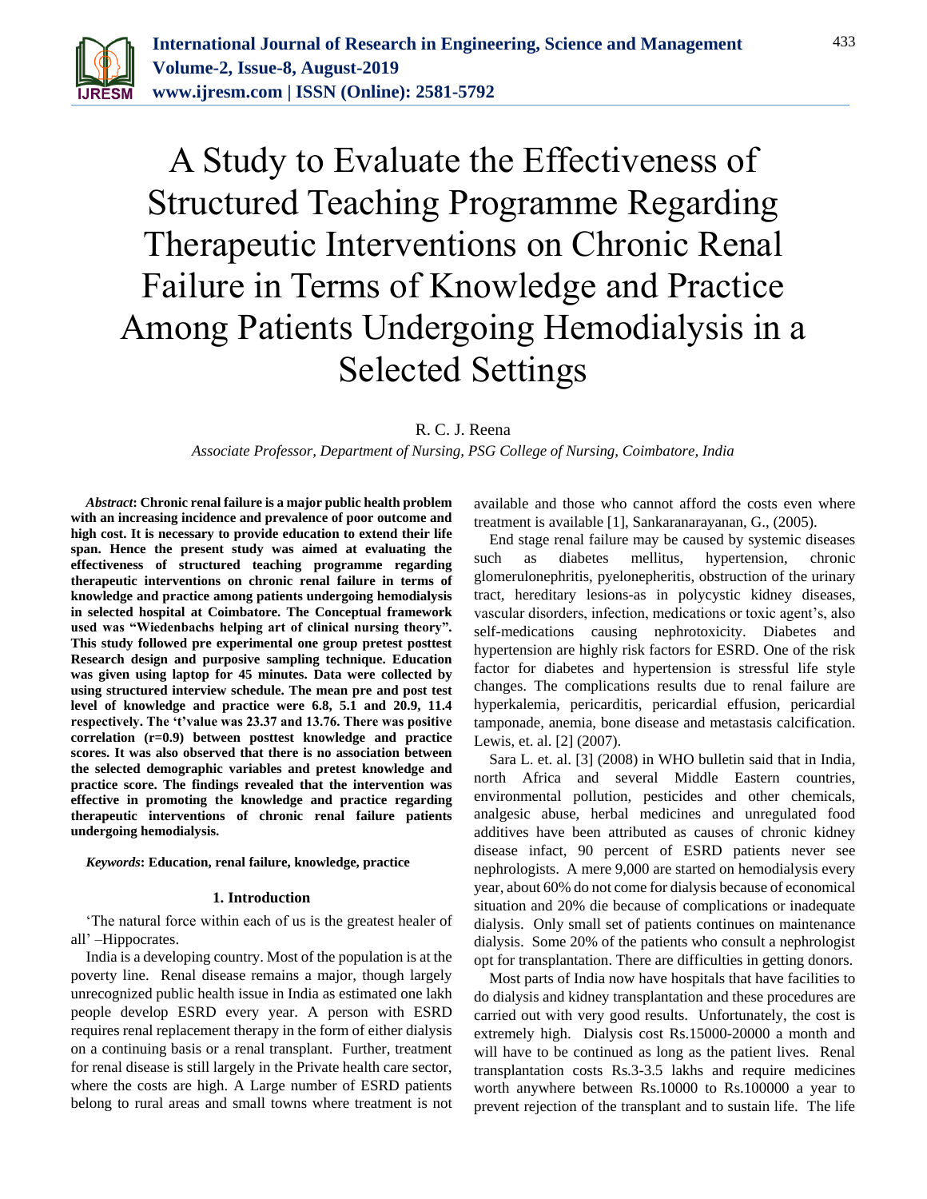# A Study to Evaluate the Effectiveness of Structured Teaching Programme Regarding Therapeutic Interventions on Chronic Renal Failure in Terms of Knowledge and Practice Among Patients Undergoing Hemodialysis in a Selected Settings

R. C. J. Reena

*Associate Professor, Department of Nursing, PSG College of Nursing, Coimbatore, India*

***Abstract*: Chronic renal failure is a major public health problem with an increasing incidence and prevalence of poor outcome and high cost. It is necessary to provide education to extend their life span. Hence the present study was aimed at evaluating the effectiveness of structured teaching programme regarding therapeutic interventions on chronic renal failure in terms of knowledge and practice among patients undergoing hemodialysis in selected hospital at Coimbatore. The Conceptual framework used was "Wiedenbachs helping art of clinical nursing theory". This study followed pre experimental one group pretest posttest Research design and purposive sampling technique. Education was given using laptop for 45 minutes. Data were collected by using structured interview schedule. The mean pre and post test level of knowledge and practice were 6.8, 5.1 and 20.9, 11.4 respectively. The 't'value was 23.37 and 13.76. There was positive correlation (r=0.9) between posttest knowledge and practice scores. It was also observed that there is no association between the selected demographic variables and pretest knowledge and practice score. The findings revealed that the intervention was effective in promoting the knowledge and practice regarding therapeutic interventions of chronic renal failure patients undergoing hemodialysis.**

***Keywords*: Education, renal failure, knowledge, practice**

## 1. Introduction

'The natural force within each of us is the greatest healer of all' –Hippocrates.

India is a developing country. Most of the population is at the poverty line. Renal disease remains a major, though largely unrecognized public health issue in India as estimated one lakh people develop ESRD every year. A person with ESRD requires renal replacement therapy in the form of either dialysis on a continuing basis or a renal transplant. Further, treatment for renal disease is still largely in the Private health care sector, where the costs are high. A Large number of ESRD patients belong to rural areas and small towns where treatment is not available and those who cannot afford the costs even where treatment is available [1], Sankaranarayanan, G., (2005).

End stage renal failure may be caused by systemic diseases such as diabetes mellitus, hypertension, chronic glomerulonephritis, pyelonepheritis, obstruction of the urinary tract, hereditary lesions-as in polycystic kidney diseases, vascular disorders, infection, medications or toxic agent's, also self-medications causing nephrotoxicity. Diabetes and hypertension are highly risk factors for ESRD. One of the risk factor for diabetes and hypertension is stressful life style changes. The complications results due to renal failure are hyperkalemia, pericarditis, pericardial effusion, pericardial tamponade, anemia, bone disease and metastasis calcification. Lewis, et. al. [2] (2007).

Sara L. et. al. [3] (2008) in WHO bulletin said that in India, north Africa and several Middle Eastern countries, environmental pollution, pesticides and other chemicals, analgesic abuse, herbal medicines and unregulated food additives have been attributed as causes of chronic kidney disease infact, 90 percent of ESRD patients never see nephrologists. A mere 9,000 are started on hemodialysis every year, about 60% do not come for dialysis because of economical situation and 20% die because of complications or inadequate dialysis. Only small set of patients continues on maintenance dialysis. Some 20% of the patients who consult a nephrologist opt for transplantation. There are difficulties in getting donors.

Most parts of India now have hospitals that have facilities to do dialysis and kidney transplantation and these procedures are carried out with very good results. Unfortunately, the cost is extremely high. Dialysis cost Rs.15000-20000 a month and will have to be continued as long as the patient lives. Renal transplantation costs Rs.3-3.5 lakhs and require medicines worth anywhere between Rs.10000 to Rs.100000 a year to prevent rejection of the transplant and to sustain life. The life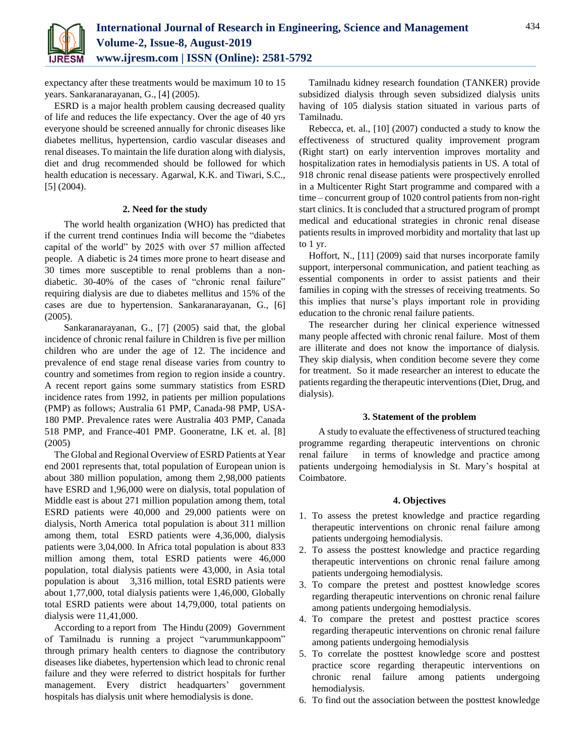expectancy after these treatments would be maximum 10 to 15 years. Sankaranarayanan, G., [4] (2005).

ESRD is a major health problem causing decreased quality of life and reduces the life expectancy. Over the age of 40 yrs everyone should be screened annually for chronic diseases like diabetes mellitus, hypertension, cardio vascular diseases and renal diseases. To maintain the life duration along with dialysis, diet and drug recommended should be followed for which health education is necessary. Agarwal, K.K. and Tiwari, S.C., [5] (2004).

## 2. Need for the study

The world health organization (WHO) has predicted that if the current trend continues India will become the "diabetes capital of the world" by 2025 with over 57 million affected people. A diabetic is 24 times more prone to heart disease and 30 times more susceptible to renal problems than a non-diabetic. 30-40% of the cases of "chronic renal failure" requiring dialysis are due to diabetes mellitus and 15% of the cases are due to hypertension. Sankaranarayanan, G., [6] (2005).

Sankaranarayanan, G., [7] (2005) said that, the global incidence of chronic renal failure in Children is five per million children who are under the age of 12. The incidence and prevalence of end stage renal disease varies from country to country and sometimes from region to region inside a country. A recent report gains some summary statistics from ESRD incidence rates from 1992, in patients per million populations (PMP) as follows; Australia 61 PMP, Canada-98 PMP, USA-180 PMP. Prevalence rates were Australia 403 PMP, Canada 518 PMP, and France-401 PMP. Gooneratne, I.K et. al. [8] (2005)

The Global and Regional Overview of ESRD Patients at Year end 2001 represents that, total population of European union is about 380 million population, among them 2,98,000 patients have ESRD and 1,96,000 were on dialysis, total population of Middle east is about 271 million population among them, total ESRD patients were 40,000 and 29,000 patients were on dialysis, North America total population is about 311 million among them, total ESRD patients were 4,36,000, dialysis patients were 3,04,000. In Africa total population is about 833 million among them, total ESRD patients were 46,000 population, total dialysis patients were 43,000, in Asia total population is about 3,316 million, total ESRD patients were about 1,77,000, total dialysis patients were 1,46,000, Globally total ESRD patients were about 14,79,000, total patients on dialysis were 11,41,000.

According to a report from The Hindu (2009) Government of Tamilnadu is running a project "varummunkappoom" through primary health centers to diagnose the contributory diseases like diabetes, hypertension which lead to chronic renal failure and they were referred to district hospitals for further management. Every district headquarters' government hospitals has dialysis unit where hemodialysis is done.

Tamilnadu kidney research foundation (TANKER) provide subsidized dialysis through seven subsidized dialysis units having of 105 dialysis station situated in various parts of Tamilnadu.

Rebecca, et. al., [10] (2007) conducted a study to know the effectiveness of structured quality improvement program (Right start) on early intervention improves mortality and hospitalization rates in hemodialysis patients in US. A total of 918 chronic renal disease patients were prospectively enrolled in a Multicenter Right Start programme and compared with a time – concurrent group of 1020 control patients from non-right start clinics. It is concluded that a structured program of prompt medical and educational strategies in chronic renal disease patients results in improved morbidity and mortality that last up to 1 yr.

Hoffort, N., [11] (2009) said that nurses incorporate family support, interpersonal communication, and patient teaching as essential components in order to assist patients and their families in coping with the stresses of receiving treatments. So this implies that nurse's plays important role in providing education to the chronic renal failure patients.

The researcher during her clinical experience witnessed many people affected with chronic renal failure. Most of them are illiterate and does not know the importance of dialysis. They skip dialysis, when condition become severe they come for treatment. So it made researcher an interest to educate the patients regarding the therapeutic interventions (Diet, Drug, and dialysis).

## 3. Statement of the problem

A study to evaluate the effectiveness of structured teaching programme regarding therapeutic interventions on chronic renal failure in terms of knowledge and practice among patients undergoing hemodialysis in St. Mary's hospital at Coimbatore.

## 4. Objectives

1. To assess the pretest knowledge and practice regarding therapeutic interventions on chronic renal failure among patients undergoing hemodialysis.
2. To assess the posttest knowledge and practice regarding therapeutic interventions on chronic renal failure among patients undergoing hemodialysis.
3. To compare the pretest and posttest knowledge scores regarding therapeutic interventions on chronic renal failure among patients undergoing hemodialysis.
4. To compare the pretest and posttest practice scores regarding therapeutic interventions on chronic renal failure among patients undergoing hemodialysis
5. To correlate the posttest knowledge score and posttest practice score regarding therapeutic interventions on chronic renal failure among patients undergoing hemodialysis.
6. To find out the association between the posttest knowledge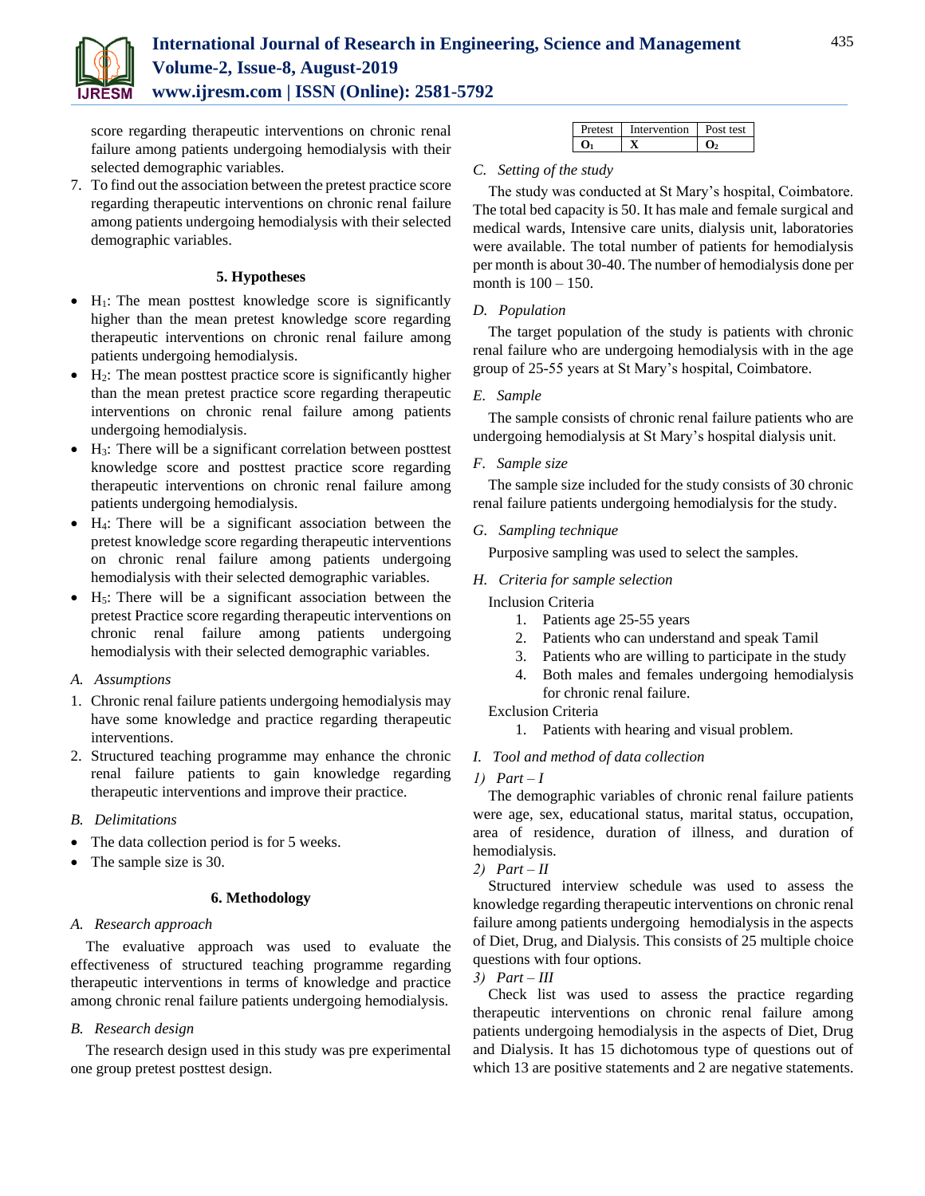score regarding therapeutic interventions on chronic renal failure among patients undergoing hemodialysis with their selected demographic variables.

7. To find out the association between the pretest practice score regarding therapeutic interventions on chronic renal failure among patients undergoing hemodialysis with their selected demographic variables.

### 5. Hypotheses

- $H_1$: The mean posttest knowledge score is significantly higher than the mean pretest knowledge score regarding therapeutic interventions on chronic renal failure among patients undergoing hemodialysis.
- $H_2$: The mean posttest practice score is significantly higher than the mean pretest practice score regarding therapeutic interventions on chronic renal failure among patients undergoing hemodialysis.
- $H_3$: There will be a significant correlation between posttest knowledge score and posttest practice score regarding therapeutic interventions on chronic renal failure among patients undergoing hemodialysis.
- $H_4$: There will be a significant association between the pretest knowledge score regarding therapeutic interventions on chronic renal failure among patients undergoing hemodialysis with their selected demographic variables.
- $H_5$: There will be a significant association between the pretest Practice score regarding therapeutic interventions on chronic renal failure among patients undergoing hemodialysis with their selected demographic variables.

*A. Assumptions*

1. Chronic renal failure patients undergoing hemodialysis may have some knowledge and practice regarding therapeutic interventions.
2. Structured teaching programme may enhance the chronic renal failure patients to gain knowledge regarding therapeutic interventions and improve their practice.

*B. Delimitations*

- The data collection period is for 5 weeks.
- The sample size is 30.

### 6. Methodology

*A. Research approach*

The evaluative approach was used to evaluate the effectiveness of structured teaching programme regarding therapeutic interventions in terms of knowledge and practice among chronic renal failure patients undergoing hemodialysis.

*B. Research design*

The research design used in this study was pre experimental one group pretest posttest design.

| Pretest | Intervention | Post test |
|---|---|---|
| $O_1$ | X | $O_2$ |

*C. Setting of the study*

The study was conducted at St Mary's hospital, Coimbatore. The total bed capacity is 50. It has male and female surgical and medical wards, Intensive care units, dialysis unit, laboratories were available. The total number of patients for hemodialysis per month is about 30-40. The number of hemodialysis done per month is 100 – 150.

*D. Population*

The target population of the study is patients with chronic renal failure who are undergoing hemodialysis with in the age group of 25-55 years at St Mary's hospital, Coimbatore.

*E. Sample*

The sample consists of chronic renal failure patients who are undergoing hemodialysis at St Mary's hospital dialysis unit.

*F. Sample size*

The sample size included for the study consists of 30 chronic renal failure patients undergoing hemodialysis for the study.

*G. Sampling technique*

Purposive sampling was used to select the samples.

*H. Criteria for sample selection*

Inclusion Criteria

1. Patients age 25-55 years
2. Patients who can understand and speak Tamil
3. Patients who are willing to participate in the study
4. Both males and females undergoing hemodialysis for chronic renal failure.

Exclusion Criteria

1. Patients with hearing and visual problem.

*I. Tool and method of data collection*

*1) Part – I*

The demographic variables of chronic renal failure patients were age, sex, educational status, marital status, occupation, area of residence, duration of illness, and duration of hemodialysis.

*2) Part – II*

Structured interview schedule was used to assess the knowledge regarding therapeutic interventions on chronic renal failure among patients undergoing hemodialysis in the aspects of Diet, Drug, and Dialysis. This consists of 25 multiple choice questions with four options.

*3) Part – III*

Check list was used to assess the practice regarding therapeutic interventions on chronic renal failure among patients undergoing hemodialysis in the aspects of Diet, Drug and Dialysis. It has 15 dichotomous type of questions out of which 13 are positive statements and 2 are negative statements.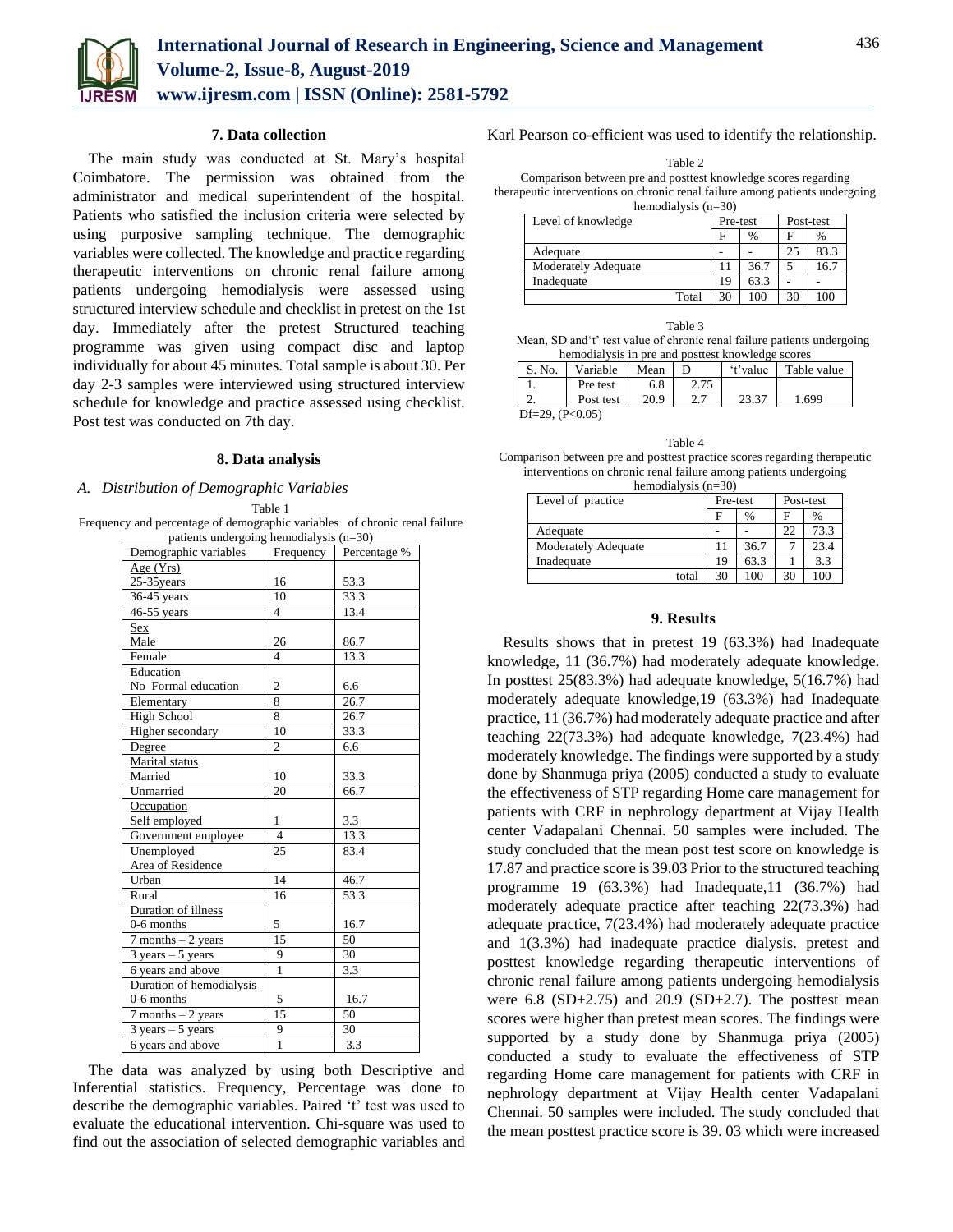## 7. Data collection

The main study was conducted at St. Mary's hospital Coimbatore. The permission was obtained from the administrator and medical superintendent of the hospital. Patients who satisfied the inclusion criteria were selected by using purposive sampling technique. The demographic variables were collected. The knowledge and practice regarding therapeutic interventions on chronic renal failure among patients undergoing hemodialysis were assessed using structured interview schedule and checklist in pretest on the 1st day. Immediately after the pretest Structured teaching programme was given using compact disc and laptop individually for about 45 minutes. Total sample is about 30. Per day 2-3 samples were interviewed using structured interview schedule for knowledge and practice assessed using checklist. Post test was conducted on 7th day.

## 8. Data analysis

### *A. Distribution of Demographic Variables*

Table 1
Frequency and percentage of demographic variables of chronic renal failure patients undergoing hemodialysis (n=30)

| Demographic variables | Frequency | Percentage % |
|---|---|---|
| Age (Yrs) | | |
| 25-35years | 16 | 53.3 |
| 36-45 years | 10 | 33.3 |
| 46-55 years | 4 | 13.4 |
| Sex | | |
| Male | 26 | 86.7 |
| Female | 4 | 13.3 |
| Education | | |
| No Formal education | 2 | 6.6 |
| Elementary | 8 | 26.7 |
| High School | 8 | 26.7 |
| Higher secondary | 10 | 33.3 |
| Degree | 2 | 6.6 |
| Marital status | | |
| Married | 10 | 33.3 |
| Unmarried | 20 | 66.7 |
| Occupation | | |
| Self employed | 1 | 3.3 |
| Government employee | 4 | 13.3 |
| Unemployed | 25 | 83.4 |
| Area of Residence | | |
| Urban | 14 | 46.7 |
| Rural | 16 | 53.3 |
| Duration of illness | | |
| 0-6 months | 5 | 16.7 |
| 7 months – 2 years | 15 | 50 |
| 3 years – 5 years | 9 | 30 |
| 6 years and above | 1 | 3.3 |
| Duration of hemodialysis | | |
| 0-6 months | 5 | 16.7 |
| 7 months – 2 years | 15 | 50 |
| 3 years – 5 years | 9 | 30 |
| 6 years and above | 1 | 3.3 |

The data was analyzed by using both Descriptive and Inferential statistics. Frequency, Percentage was done to describe the demographic variables. Paired 't' test was used to evaluate the educational intervention. Chi-square was used to find out the association of selected demographic variables and Karl Pearson co-efficient was used to identify the relationship.

Table 2
Comparison between pre and posttest knowledge scores regarding therapeutic interventions on chronic renal failure among patients undergoing hemodialysis (n=30)

| Level of knowledge | Pre-test | | Post-test | |
|---|---|---|---|---|
| | F | % | F | % |
| Adequate | - | - | 25 | 83.3 |
| Moderately Adequate | 11 | 36.7 | 5 | 16.7 |
| Inadequate | 19 | 63.3 | - | - |
| Total | 30 | 100 | 30 | 100 |

Table 3
Mean, SD and't' test value of chronic renal failure patients undergoing hemodialysis in pre and posttest knowledge scores

| S. No. | Variable | Mean | D | 't'value | Table value |
|---|---|---|---|---|---|
| 1. | Pre test | 6.8 | 2.75 | | |
| 2. | Post test | 20.9 | 2.7 | 23.37 | 1.699 |

Df=29, (P<0.05)

Table 4
Comparison between pre and posttest practice scores regarding therapeutic interventions on chronic renal failure among patients undergoing hemodialysis (n=30)

| Level of practice | Pre-test | | Post-test | |
|---|---|---|---|---|
| | F | % | F | % |
| Adequate | - | - | 22 | 73.3 |
| Moderately Adequate | 11 | 36.7 | 7 | 23.4 |
| Inadequate | 19 | 63.3 | 1 | 3.3 |
| total | 30 | 100 | 30 | 100 |

## 9. Results

Results shows that in pretest 19 (63.3%) had Inadequate knowledge, 11 (36.7%) had moderately adequate knowledge. In posttest 25(83.3%) had adequate knowledge, 5(16.7%) had moderately adequate knowledge,19 (63.3%) had Inadequate practice, 11 (36.7%) had moderately adequate practice and after teaching 22(73.3%) had adequate knowledge, 7(23.4%) had moderately knowledge. The findings were supported by a study done by Shanmuga priya (2005) conducted a study to evaluate the effectiveness of STP regarding Home care management for patients with CRF in nephrology department at Vijay Health center Vadapalani Chennai. 50 samples were included. The study concluded that the mean post test score on knowledge is 17.87 and practice score is 39.03 Prior to the structured teaching programme 19 (63.3%) had Inadequate,11 (36.7%) had moderately adequate practice after teaching 22(73.3%) had adequate practice, 7(23.4%) had moderately adequate practice and 1(3.3%) had inadequate practice dialysis. pretest and posttest knowledge regarding therapeutic interventions of chronic renal failure among patients undergoing hemodialysis were 6.8 (SD+2.75) and 20.9 (SD+2.7). The posttest mean scores were higher than pretest mean scores. The findings were supported by a study done by Shanmuga priya (2005) conducted a study to evaluate the effectiveness of STP regarding Home care management for patients with CRF in nephrology department at Vijay Health center Vadapalani Chennai. 50 samples were included. The study concluded that the mean posttest practice score is 39. 03 which were increased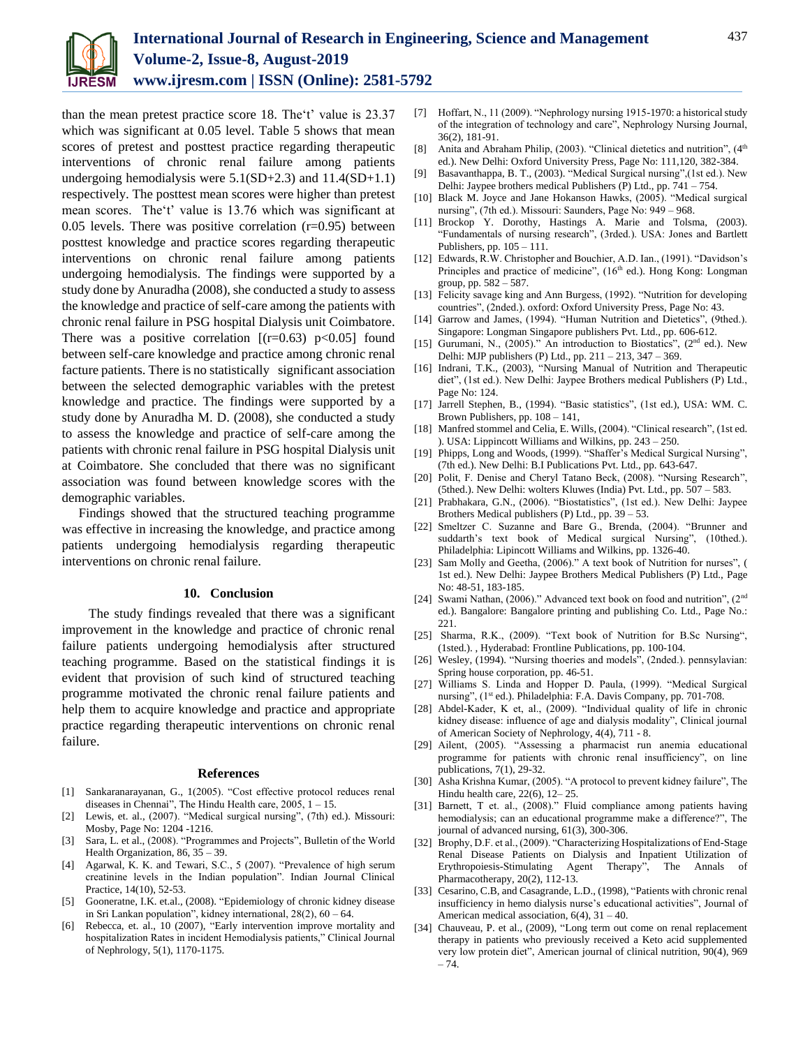than the mean pretest practice score 18. The't' value is 23.37 which was significant at 0.05 level. Table 5 shows that mean scores of pretest and posttest practice regarding therapeutic interventions of chronic renal failure among patients undergoing hemodialysis were 5.1(SD+2.3) and 11.4(SD+1.1) respectively. The posttest mean scores were higher than pretest mean scores. The't' value is 13.76 which was significant at 0.05 levels. There was positive correlation (r=0.95) between posttest knowledge and practice scores regarding therapeutic interventions on chronic renal failure among patients undergoing hemodialysis. The findings were supported by a study done by Anuradha (2008), she conducted a study to assess the knowledge and practice of self-care among the patients with chronic renal failure in PSG hospital Dialysis unit Coimbatore. There was a positive correlation [(r=0.63) p<0.05] found between self-care knowledge and practice among chronic renal facture patients. There is no statistically significant association between the selected demographic variables with the pretest knowledge and practice. The findings were supported by a study done by Anuradha M. D. (2008), she conducted a study to assess the knowledge and practice of self-care among the patients with chronic renal failure in PSG hospital Dialysis unit at Coimbatore. She concluded that there was no significant association was found between knowledge scores with the demographic variables.

Findings showed that the structured teaching programme was effective in increasing the knowledge, and practice among patients undergoing hemodialysis regarding therapeutic interventions on chronic renal failure.

## 10. Conclusion

The study findings revealed that there was a significant improvement in the knowledge and practice of chronic renal failure patients undergoing hemodialysis after structured teaching programme. Based on the statistical findings it is evident that provision of such kind of structured teaching programme motivated the chronic renal failure patients and help them to acquire knowledge and practice and appropriate practice regarding therapeutic interventions on chronic renal failure.

## References

[1] Sankaranarayanan, G., 1(2005). "Cost effective protocol reduces renal diseases in Chennai", The Hindu Health care, 2005, 1 – 15.
[2] Lewis, et. al., (2007). "Medical surgical nursing", (7th) ed.). Missouri: Mosby, Page No: 1204 -1216.
[3] Sara, L. et al., (2008). "Programmes and Projects", Bulletin of the World Health Organization, 86, 35 – 39.
[4] Agarwal, K. K. and Tewari, S.C., 5 (2007). "Prevalence of high serum creatinine levels in the Indian population". Indian Journal Clinical Practice, 14(10), 52-53.
[5] Gooneratne, I.K. et.al., (2008). "Epidemiology of chronic kidney disease in Sri Lankan population", kidney international, 28(2), 60 – 64.
[6] Rebecca, et. al., 10 (2007), "Early intervention improve mortality and hospitalization Rates in incident Hemodialysis patients," Clinical Journal of Nephrology, 5(1), 1170-1175.
[7] Hoffart, N., 11 (2009). "Nephrology nursing 1915-1970: a historical study of the integration of technology and care", Nephrology Nursing Journal, 36(2), 181-91.
[8] Anita and Abraham Philip, (2003). "Clinical dietetics and nutrition", (4th ed.). New Delhi: Oxford University Press, Page No: 111,120, 382-384.
[9] Basavanthappa, B. T., (2003). "Medical Surgical nursing",(1st ed.). New Delhi: Jaypee brothers medical Publishers (P) Ltd., pp. 741 – 754.
[10] Black M. Joyce and Jane Hokanson Hawks, (2005). "Medical surgical nursing", (7th ed.). Missouri: Saunders, Page No: 949 – 968.
[11] Brockop Y. Dorothy, Hastings A. Marie and Tolsma, (2003). "Fundamentals of nursing research", (3rded.). USA: Jones and Bartlett Publishers, pp. 105 – 111.
[12] Edwards, R.W. Christopher and Bouchier, A.D. Ian., (1991). "Davidson's Principles and practice of medicine", (16th ed.). Hong Kong: Longman group, pp. 582 – 587.
[13] Felicity savage king and Ann Burgess, (1992). "Nutrition for developing countries", (2nded.). oxford: Oxford University Press, Page No: 43.
[14] Garrow and James, (1994). "Human Nutrition and Dietetics", (9thed.). Singapore: Longman Singapore publishers Pvt. Ltd., pp. 606-612.
[15] Gurumani, N., (2005)." An introduction to Biostatics", (2nd ed.). New Delhi: MJP publishers (P) Ltd., pp. 211 – 213, 347 – 369.
[16] Indrani, T.K., (2003), "Nursing Manual of Nutrition and Therapeutic diet", (1st ed.). New Delhi: Jaypee Brothers medical Publishers (P) Ltd., Page No: 124.
[17] Jarrell Stephen, B., (1994). "Basic statistics", (1st ed.), USA: WM. C. Brown Publishers, pp. 108 – 141,
[18] Manfred stommel and Celia, E. Wills, (2004). "Clinical research", (1st ed. ). USA: Lippincott Williams and Wilkins, pp. 243 – 250.
[19] Phipps, Long and Woods, (1999). "Shaffer's Medical Surgical Nursing", (7th ed.). New Delhi: B.I Publications Pvt. Ltd., pp. 643-647.
[20] Polit, F. Denise and Cheryl Tatano Beck, (2008). "Nursing Research", (5thed.). New Delhi: wolters Kluwes (India) Pvt. Ltd., pp. 507 – 583.
[21] Prabhakara, G.N., (2006). "Biostatistics", (1st ed.). New Delhi: Jaypee Brothers Medical publishers (P) Ltd., pp. 39 – 53.
[22] Smeltzer C. Suzanne and Bare G., Brenda, (2004). "Brunner and suddarth's text book of Medical surgical Nursing", (10thed.). Philadelphia: Lipincott Williams and Wilkins, pp. 1326-40.
[23] Sam Molly and Geetha, (2006)." A text book of Nutrition for nurses", ( 1st ed.). New Delhi: Jaypee Brothers Medical Publishers (P) Ltd., Page No: 48-51, 183-185.
[24] Swami Nathan, (2006)." Advanced text book on food and nutrition", (2nd ed.). Bangalore: Bangalore printing and publishing Co. Ltd., Page No.: 221.
[25] Sharma, R.K., (2009). "Text book of Nutrition for B.Sc Nursing", (1sted.). , Hyderabad: Frontline Publications, pp. 100-104.
[26] Wesley, (1994). "Nursing thoeries and models", (2nded.). pennsylavian: Spring house corporation, pp. 46-51.
[27] Williams S. Linda and Hopper D. Paula, (1999). "Medical Surgical nursing", (1st ed.). Philadelphia: F.A. Davis Company, pp. 701-708.
[28] Abdel-Kader, K et, al., (2009). "Individual quality of life in chronic kidney disease: influence of age and dialysis modality", Clinical journal of American Society of Nephrology, 4(4), 711 - 8.
[29] Ailent, (2005). "Assessing a pharmacist run anemia educational programme for patients with chronic renal insufficiency", on line publications, 7(1), 29-32.
[30] Asha Krishna Kumar, (2005). "A protocol to prevent kidney failure", The Hindu health care, 22(6), 12– 25.
[31] Barnett, T et. al., (2008)." Fluid compliance among patients having hemodialysis; can an educational programme make a difference?", The journal of advanced nursing, 61(3), 300-306.
[32] Brophy, D.F. et al., (2009). "Characterizing Hospitalizations of End-Stage Renal Disease Patients on Dialysis and Inpatient Utilization of Erythropoiesis-Stimulating Agent Therapy", The Annals of Pharmacotherapy, 20(2), 112-13.
[33] Cesarino, C.B, and Casagrande, L.D., (1998), "Patients with chronic renal insufficiency in hemo dialysis nurse's educational activities", Journal of American medical association, 6(4), 31 – 40.
[34] Chauveau, P. et al., (2009), "Long term out come on renal replacement therapy in patients who previously received a Keto acid supplemented very low protein diet", American journal of clinical nutrition, 90(4), 969 – 74.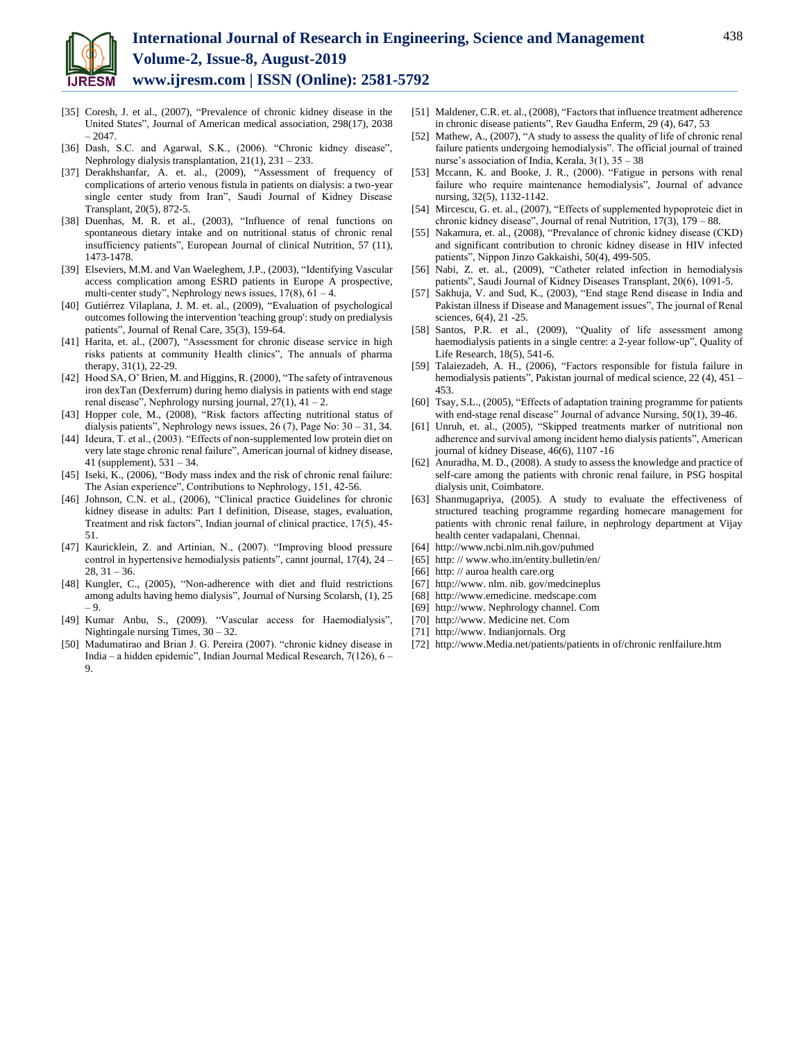[35] Coresh, J. et al., (2007), "Prevalence of chronic kidney disease in the United States", Journal of American medical association, 298(17), 2038 – 2047.

[36] Dash, S.C. and Agarwal, S.K., (2006). "Chronic kidney disease", Nephrology dialysis transplantation, 21(1), 231 – 233.

[37] Derakhshanfar, A. et. al., (2009), "Assessment of frequency of complications of arterio venous fistula in patients on dialysis: a two-year single center study from Iran", Saudi Journal of Kidney Disease Transplant, 20(5), 872-5.

[38] Duenhas, M. R. et al., (2003), "Influence of renal functions on spontaneous dietary intake and on nutritional status of chronic renal insufficiency patients", European Journal of clinical Nutrition, 57 (11), 1473-1478.

[39] Elseviers, M.M. and Van Waeleghem, J.P., (2003), "Identifying Vascular access complication among ESRD patients in Europe A prospective, multi-center study", Nephrology news issues, 17(8), 61 – 4.

[40] Gutiérrez Vilaplana, J. M. et. al., (2009), "Evaluation of psychological outcomes following the intervention 'teaching group': study on predialysis patients", Journal of Renal Care, 35(3), 159-64.

[41] Harita, et. al., (2007), "Assessment for chronic disease service in high risks patients at community Health clinics", The annuals of pharma therapy, 31(1), 22-29.

[42] Hood SA, O' Brien, M. and Higgins, R. (2000), "The safety of intravenous iron dexTan (Dexferrum) during hemo dialysis in patients with end stage renal disease", Nephrology nursing journal, 27(1), 41 – 2.

[43] Hopper cole, M., (2008), "Risk factors affecting nutritional status of dialysis patients", Nephrology news issues, 26 (7), Page No: 30 – 31, 34.

[44] Ideura, T. et al., (2003). "Effects of non-supplemented low protein diet on very late stage chronic renal failure", American journal of kidney disease, 41 (supplement), 531 – 34.

[45] Iseki, K., (2006), "Body mass index and the risk of chronic renal failure: The Asian experience", Contributions to Nephrology, 151, 42-56.

[46] Johnson, C.N. et al., (2006), "Clinical practice Guidelines for chronic kidney disease in adults: Part I definition, Disease, stages, evaluation, Treatment and risk factors", Indian journal of clinical practice, 17(5), 45-51.

[47] Kauricklein, Z. and Artinian, N., (2007). "Improving blood pressure control in hypertensive hemodialysis patients", cannt journal, 17(4), 24 – 28, 31 – 36.

[48] Kungler, C., (2005), "Non-adherence with diet and fluid restrictions among adults having hemo dialysis", Journal of Nursing Scolarsh, (1), 25 – 9.

[49] Kumar Anbu, S., (2009). "Vascular access for Haemodialysis", Nightingale nursing Times, 30 – 32.

[50] Madumatirao and Brian J. G. Pereira (2007). "chronic kidney disease in India – a hidden epidemic", Indian Journal Medical Research, 7(126), 6 – 9.

[51] Maldener, C.R. et. al., (2008), "Factors that influence treatment adherence in chronic disease patients", Rev Gaudha Enferm, 29 (4), 647, 53

[52] Mathew, A., (2007), "A study to assess the quality of life of chronic renal failure patients undergoing hemodialysis". The official journal of trained nurse's association of India, Kerala, 3(1), 35 – 38

[53] Mccann, K. and Booke, J. R., (2000). "Fatigue in persons with renal failure who require maintenance hemodialysis", Journal of advance nursing, 32(5), 1132-1142.

[54] Mircescu, G. et. al., (2007), "Effects of supplemented hypoproteic diet in chronic kidney disease", Journal of renal Nutrition, 17(3), 179 – 88.

[55] Nakamura, et. al., (2008), "Prevalance of chronic kidney disease (CKD) and significant contribution to chronic kidney disease in HIV infected patients", Nippon Jinzo Gakkaishi, 50(4), 499-505.

[56] Nabi, Z. et. al., (2009), "Catheter related infection in hemodialysis patients", Saudi Journal of Kidney Diseases Transplant, 20(6), 1091-5.

[57] Sakhuja, V. and Sud, K., (2003), "End stage Rend disease in India and Pakistan illness if Disease and Management issues", The journal of Renal sciences, 6(4), 21 -25.

[58] Santos, P.R. et al., (2009), "Quality of life assessment among haemodialysis patients in a single centre: a 2-year follow-up", Quality of Life Research, 18(5), 541-6.

[59] Talaiezadeh, A. H., (2006), "Factors responsible for fistula failure in hemodialysis patients", Pakistan journal of medical science, 22 (4), 451 – 453.

[60] Tsay, S.L., (2005), "Effects of adaptation training programme for patients with end-stage renal disease" Journal of advance Nursing, 50(1), 39-46.

[61] Unruh, et. al., (2005), "Skipped treatments marker of nutritional non adherence and survival among incident hemo dialysis patients", American journal of kidney Disease, 46(6), 1107 -16

[62] Anuradha, M. D., (2008). A study to assess the knowledge and practice of self-care among the patients with chronic renal failure, in PSG hospital dialysis unit, Coimbatore.

[63] Shanmugapriya, (2005). A study to evaluate the effectiveness of structured teaching programme regarding homecare management for patients with chronic renal failure, in nephrology department at Vijay health center vadapalani, Chennai.

[64] http://www.ncbi.nlm.nih.gov/puhmed

[65] http: // www.who.itn/entity.bulletin/en/

[66] http: // auroa health care.org

[67] http://www. nlm. nib. gov/medcineplus

[68] http://www.emedicine. medscape.com

[69] http://www. Nephrology channel. Com

[70] http://www. Medicine net. Com

[71] http://www. Indianjornals. Org

[72] http://www.Media.net/patients/patients in of/chronic renlfailure.htm